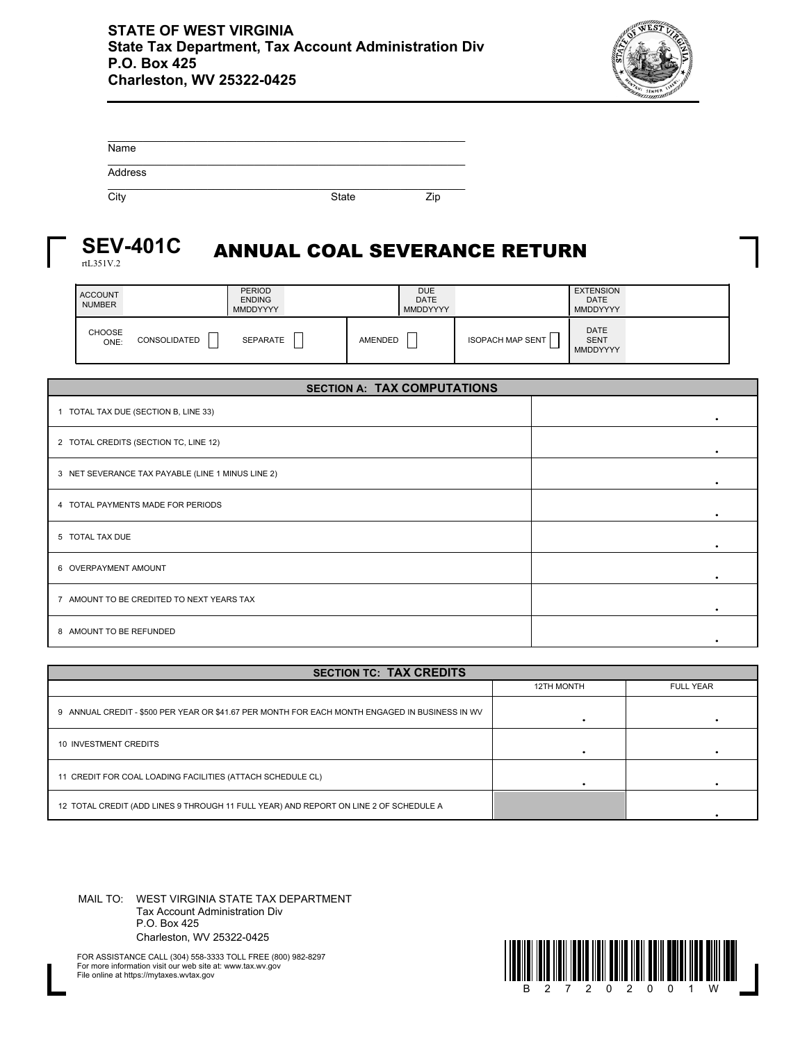**STATE OF WEST VIRGINIA**
**State Tax Department, Tax Account Administration Div**
**P.O. Box 425**
**Charleston, WV 25322-0425**

Name

Address

City State Zip

# SEV-401C ANNUAL COAL SEVERANCE RETURN

rtL351V.2

| ACCOUNT NUMBER | | PERIOD ENDING MMDDYYYY | | DUE DATE MMDDYYYY | | EXTENSION DATE MMDDYYYY | |
|---|---|---|---|---|---|---|---|
| CHOOSE ONE: | CONSOLIDATED ☐ | SEPARATE ☐ | AMENDED ☐ | ISOPACH MAP SENT ☐ | | DATE SENT MMDDYYYY | |

| SECTION A: TAX COMPUTATIONS | |
|---|---|
| 1 TOTAL TAX DUE (SECTION B, LINE 33) | . |
| 2 TOTAL CREDITS (SECTION TC, LINE 12) | . |
| 3 NET SEVERANCE TAX PAYABLE (LINE 1 MINUS LINE 2) | . |
| 4 TOTAL PAYMENTS MADE FOR PERIODS | . |
| 5 TOTAL TAX DUE | . |
| 6 OVERPAYMENT AMOUNT | . |
| 7 AMOUNT TO BE CREDITED TO NEXT YEARS TAX | . |
| 8 AMOUNT TO BE REFUNDED | . |

| SECTION TC: TAX CREDITS | 12TH MONTH | FULL YEAR |
|---|---|---|
| 9 ANNUAL CREDIT - $500 PER YEAR OR $41.67 PER MONTH FOR EACH MONTH ENGAGED IN BUSINESS IN WV | . | . |
| 10 INVESTMENT CREDITS | . | . |
| 11 CREDIT FOR COAL LOADING FACILITIES (ATTACH SCHEDULE CL) | . | . |
| 12 TOTAL CREDIT (ADD LINES 9 THROUGH 11 FULL YEAR) AND REPORT ON LINE 2 OF SCHEDULE A | | . |

MAIL TO: WEST VIRGINIA STATE TAX DEPARTMENT
Tax Account Administration Div
P.O. Box 425
Charleston, WV 25322-0425

FOR ASSISTANCE CALL (304) 558-3333 TOLL FREE (800) 982-8297
For more information visit our web site at: www.tax.wv.gov
File online at https://mytaxes.wvtax.gov

B 2 7 2 0 2 0 0 1 W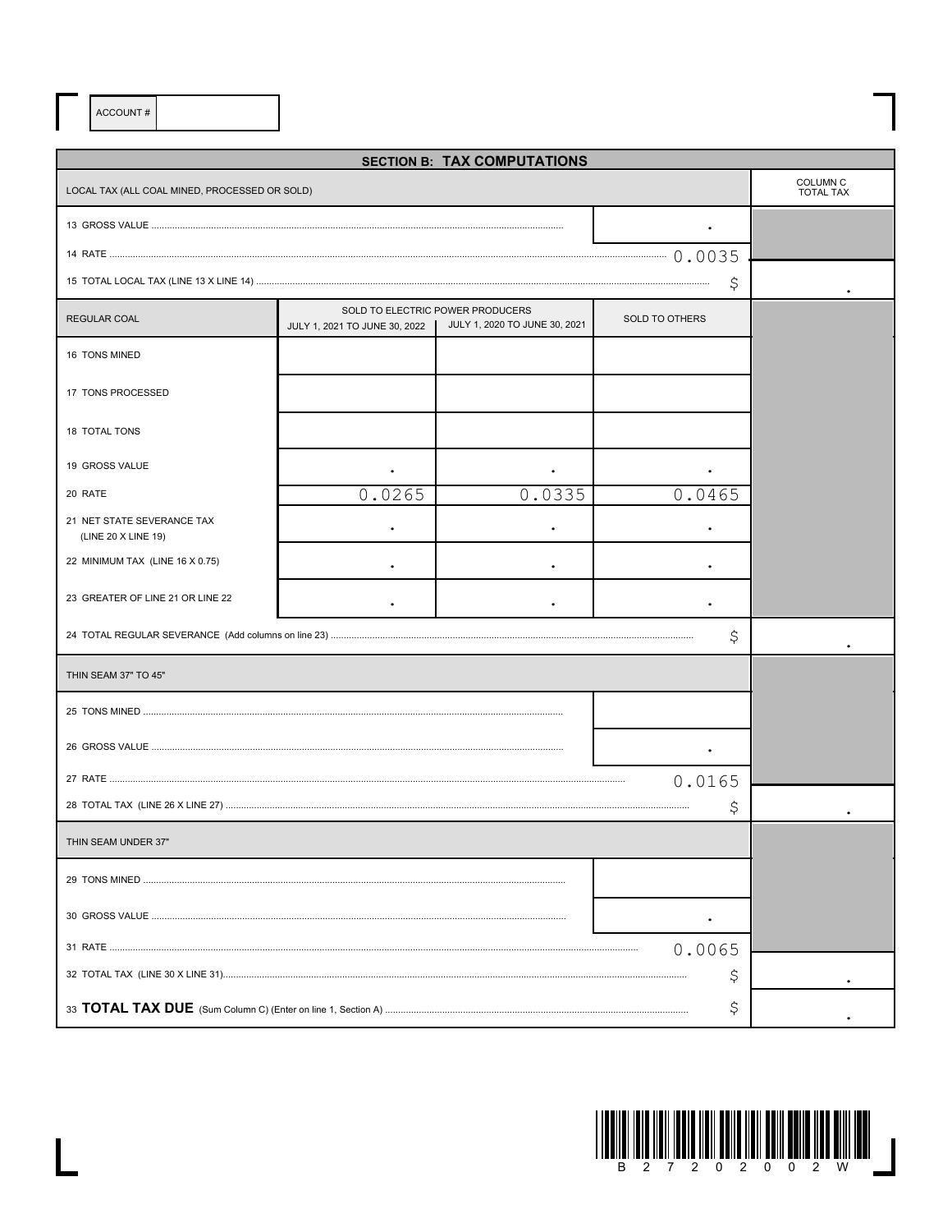ACCOUNT #

## SECTION B: TAX COMPUTATIONS

| LOCAL TAX (ALL COAL MINED, PROCESSED OR SOLD) | | | | COLUMN C TOTAL TAX |
|---|---|---|---|---|
| 13 GROSS VALUE | | | . | |
| 14 RATE | | | 0.0035 | |
| 15 TOTAL LOCAL TAX (LINE 13 X LINE 14) | | | $ | . |
| REGULAR COAL | SOLD TO ELECTRIC POWER PRODUCERS JULY 1, 2021 TO JUNE 30, 2022 | SOLD TO ELECTRIC POWER PRODUCERS JULY 1, 2020 TO JUNE 30, 2021 | SOLD TO OTHERS | |
| 16 TONS MINED | | | | |
| 17 TONS PROCESSED | | | | |
| 18 TOTAL TONS | | | | |
| 19 GROSS VALUE | . | . | . | |
| 20 RATE | 0.0265 | 0.0335 | 0.0465 | |
| 21 NET STATE SEVERANCE TAX (LINE 20 X LINE 19) | . | . | . | |
| 22 MINIMUM TAX (LINE 16 X 0.75) | . | . | . | |
| 23 GREATER OF LINE 21 OR LINE 22 | . | . | . | |
| 24 TOTAL REGULAR SEVERANCE (Add columns on line 23) | | | $ | . |
| THIN SEAM 37" TO 45" | | | | |
| 25 TONS MINED | | | | |
| 26 GROSS VALUE | | | . | |
| 27 RATE | | | 0.0165 | |
| 28 TOTAL TAX (LINE 26 X LINE 27) | | | $ | . |
| THIN SEAM UNDER 37" | | | | |
| 29 TONS MINED | | | | |
| 30 GROSS VALUE | | | . | |
| 31 RATE | | | 0.0065 | |
| 32 TOTAL TAX (LINE 30 X LINE 31) | | | $ | . |
| 33 **TOTAL TAX DUE** (Sum Column C) (Enter on line 1, Section A) | | | $ | . |

B 2 7 2 0 2 0 0 2 W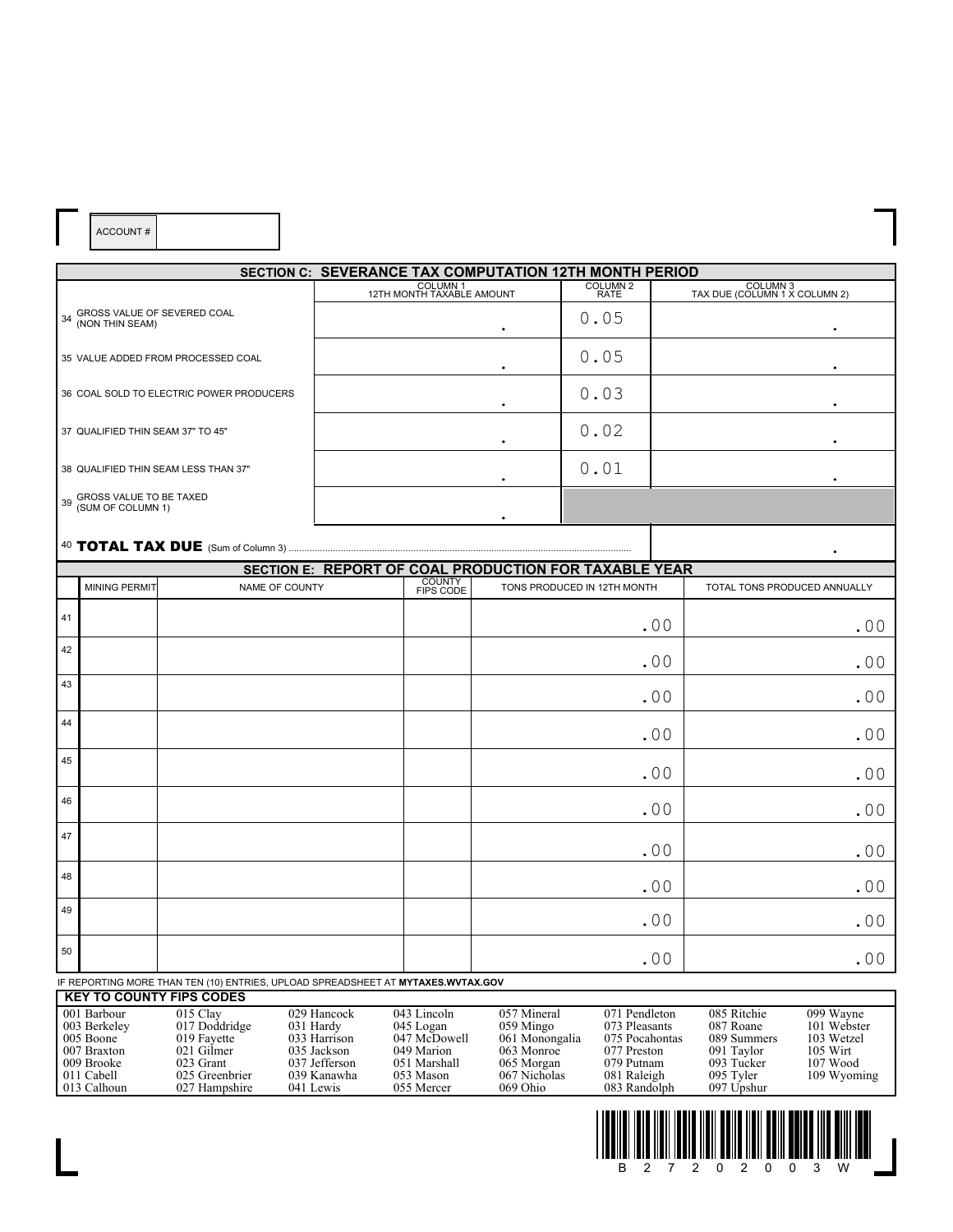| ACCOUNT # | |
|---|---|

## SECTION C: SEVERANCE TAX COMPUTATION 12TH MONTH PERIOD

| | COLUMN 1 12TH MONTH TAXABLE AMOUNT | COLUMN 2 RATE | COLUMN 3 TAX DUE (COLUMN 1 X COLUMN 2) |
|---|---|---|---|
| 34 GROSS VALUE OF SEVERED COAL (NON THIN SEAM) | . | 0.05 | . |
| 35 VALUE ADDED FROM PROCESSED COAL | . | 0.05 | . |
| 36 COAL SOLD TO ELECTRIC POWER PRODUCERS | . | 0.03 | . |
| 37 QUALIFIED THIN SEAM 37" TO 45" | . | 0.02 | . |
| 38 QUALIFIED THIN SEAM LESS THAN 37" | . | 0.01 | . |
| 39 GROSS VALUE TO BE TAXED (SUM OF COLUMN 1) | . | | |
| 40 **TOTAL TAX DUE** (Sum of Column 3) | | | . |

## SECTION E: REPORT OF COAL PRODUCTION FOR TAXABLE YEAR

| | MINING PERMIT | NAME OF COUNTY | COUNTY FIPS CODE | TONS PRODUCED IN 12TH MONTH | TOTAL TONS PRODUCED ANNUALLY |
|---|---|---|---|---|---|
| 41 | | | | .00 | .00 |
| 42 | | | | .00 | .00 |
| 43 | | | | .00 | .00 |
| 44 | | | | .00 | .00 |
| 45 | | | | .00 | .00 |
| 46 | | | | .00 | .00 |
| 47 | | | | .00 | .00 |
| 48 | | | | .00 | .00 |
| 49 | | | | .00 | .00 |
| 50 | | | | .00 | .00 |

IF REPORTING MORE THAN TEN (10) ENTRIES, UPLOAD SPREADSHEET AT **MYTAXES.WVTAX.GOV**

### KEY TO COUNTY FIPS CODES

| | | | | | | | |
|---|---|---|---|---|---|---|---|
| 001 Barbour | 015 Clay | 029 Hancock | 043 Lincoln | 057 Mineral | 071 Pendleton | 085 Ritchie | 099 Wayne |
| 003 Berkeley | 017 Doddridge | 031 Hardy | 045 Logan | 059 Mingo | 073 Pleasants | 087 Roane | 101 Webster |
| 005 Boone | 019 Fayette | 033 Harrison | 047 McDowell | 061 Monongalia | 075 Pocahontas | 089 Summers | 103 Wetzel |
| 007 Braxton | 021 Gilmer | 035 Jackson | 049 Marion | 063 Monroe | 077 Preston | 091 Taylor | 105 Wirt |
| 009 Brooke | 023 Grant | 037 Jefferson | 051 Marshall | 065 Morgan | 079 Putnam | 093 Tucker | 107 Wood |
| 011 Cabell | 025 Greenbrier | 039 Kanawha | 053 Mason | 067 Nicholas | 081 Raleigh | 095 Tyler | 109 Wyoming |
| 013 Calhoun | 027 Hampshire | 041 Lewis | 055 Mercer | 069 Ohio | 083 Randolph | 097 Upshur | |

B 2 7 2 0 2 0 0 3 W